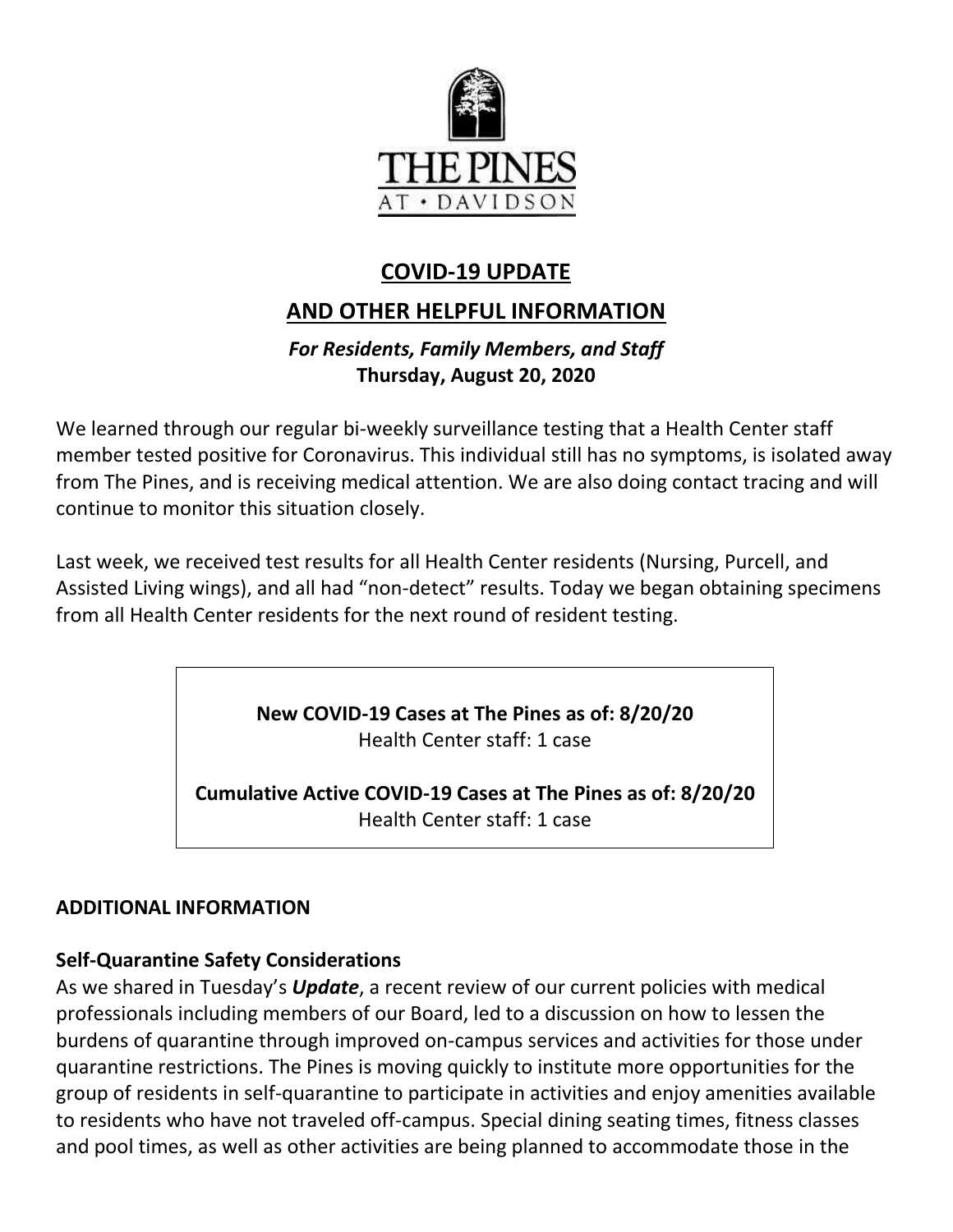THE PINES

AT • DAVIDSON

## COVID-19 UPDATE

## AND OTHER HELPFUL INFORMATION

***For Residents, Family Members, and Staff***

**Thursday, August 20, 2020**

We learned through our regular bi-weekly surveillance testing that a Health Center staff member tested positive for Coronavirus. This individual still has no symptoms, is isolated away from The Pines, and is receiving medical attention. We are also doing contact tracing and will continue to monitor this situation closely.

Last week, we received test results for all Health Center residents (Nursing, Purcell, and Assisted Living wings), and all had "non-detect" results. Today we began obtaining specimens from all Health Center residents for the next round of resident testing.

**New COVID-19 Cases at The Pines as of: 8/20/20**
Health Center staff: 1 case

**Cumulative Active COVID-19 Cases at The Pines as of: 8/20/20**
Health Center staff: 1 case

### ADDITIONAL INFORMATION

**Self-Quarantine Safety Considerations**

As we shared in Tuesday's ***Update***, a recent review of our current policies with medical professionals including members of our Board, led to a discussion on how to lessen the burdens of quarantine through improved on-campus services and activities for those under quarantine restrictions. The Pines is moving quickly to institute more opportunities for the group of residents in self-quarantine to participate in activities and enjoy amenities available to residents who have not traveled off-campus. Special dining seating times, fitness classes and pool times, as well as other activities are being planned to accommodate those in the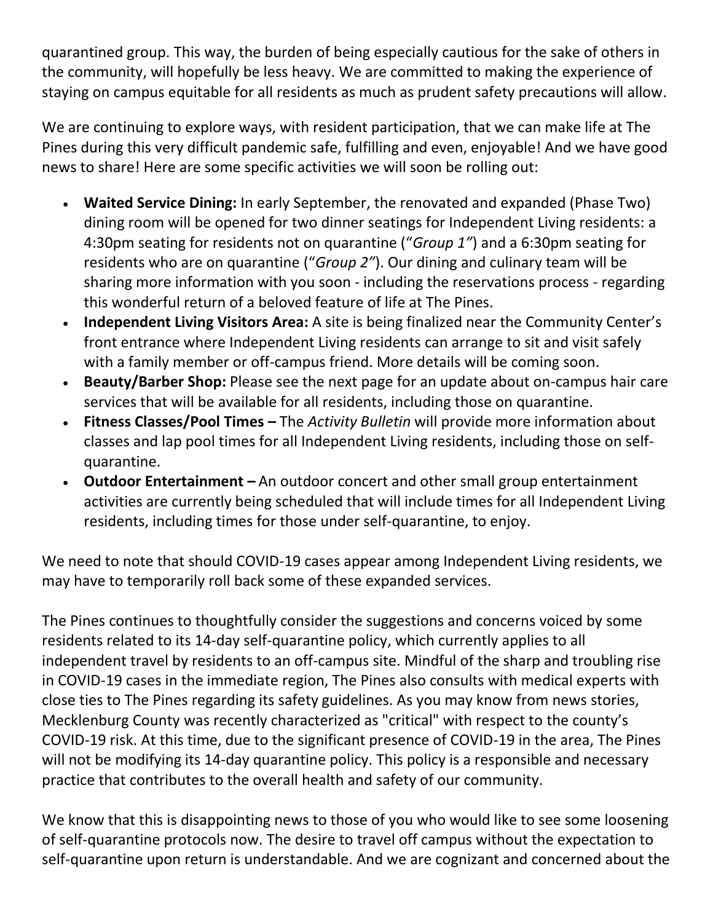quarantined group. This way, the burden of being especially cautious for the sake of others in the community, will hopefully be less heavy. We are committed to making the experience of staying on campus equitable for all residents as much as prudent safety precautions will allow.

We are continuing to explore ways, with resident participation, that we can make life at The Pines during this very difficult pandemic safe, fulfilling and even, enjoyable! And we have good news to share! Here are some specific activities we will soon be rolling out:

- **Waited Service Dining:** In early September, the renovated and expanded (Phase Two) dining room will be opened for two dinner seatings for Independent Living residents: a 4:30pm seating for residents not on quarantine ("*Group 1"*) and a 6:30pm seating for residents who are on quarantine ("*Group 2"*). Our dining and culinary team will be sharing more information with you soon - including the reservations process - regarding this wonderful return of a beloved feature of life at The Pines.
- **Independent Living Visitors Area:** A site is being finalized near the Community Center's front entrance where Independent Living residents can arrange to sit and visit safely with a family member or off-campus friend. More details will be coming soon.
- **Beauty/Barber Shop:** Please see the next page for an update about on-campus hair care services that will be available for all residents, including those on quarantine.
- **Fitness Classes/Pool Times –** The *Activity Bulletin* will provide more information about classes and lap pool times for all Independent Living residents, including those on self-quarantine.
- **Outdoor Entertainment –** An outdoor concert and other small group entertainment activities are currently being scheduled that will include times for all Independent Living residents, including times for those under self-quarantine, to enjoy.

We need to note that should COVID-19 cases appear among Independent Living residents, we may have to temporarily roll back some of these expanded services.

The Pines continues to thoughtfully consider the suggestions and concerns voiced by some residents related to its 14-day self-quarantine policy, which currently applies to all independent travel by residents to an off-campus site. Mindful of the sharp and troubling rise in COVID-19 cases in the immediate region, The Pines also consults with medical experts with close ties to The Pines regarding its safety guidelines. As you may know from news stories, Mecklenburg County was recently characterized as "critical" with respect to the county's COVID-19 risk. At this time, due to the significant presence of COVID-19 in the area, The Pines will not be modifying its 14-day quarantine policy. This policy is a responsible and necessary practice that contributes to the overall health and safety of our community.

We know that this is disappointing news to those of you who would like to see some loosening of self-quarantine protocols now. The desire to travel off campus without the expectation to self-quarantine upon return is understandable. And we are cognizant and concerned about the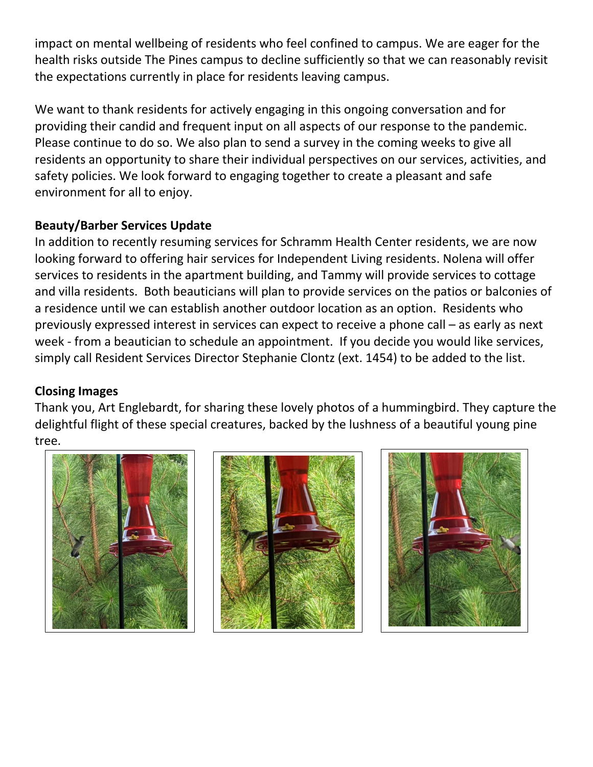impact on mental wellbeing of residents who feel confined to campus. We are eager for the health risks outside The Pines campus to decline sufficiently so that we can reasonably revisit the expectations currently in place for residents leaving campus.

We want to thank residents for actively engaging in this ongoing conversation and for providing their candid and frequent input on all aspects of our response to the pandemic. Please continue to do so. We also plan to send a survey in the coming weeks to give all residents an opportunity to share their individual perspectives on our services, activities, and safety policies. We look forward to engaging together to create a pleasant and safe environment for all to enjoy.

**Beauty/Barber Services Update**

In addition to recently resuming services for Schramm Health Center residents, we are now looking forward to offering hair services for Independent Living residents. Nolena will offer services to residents in the apartment building, and Tammy will provide services to cottage and villa residents. Both beauticians will plan to provide services on the patios or balconies of a residence until we can establish another outdoor location as an option. Residents who previously expressed interest in services can expect to receive a phone call – as early as next week - from a beautician to schedule an appointment. If you decide you would like services, simply call Resident Services Director Stephanie Clontz (ext. 1454) to be added to the list.

**Closing Images**

Thank you, Art Englebardt, for sharing these lovely photos of a hummingbird. They capture the delightful flight of these special creatures, backed by the lushness of a beautiful young pine tree.